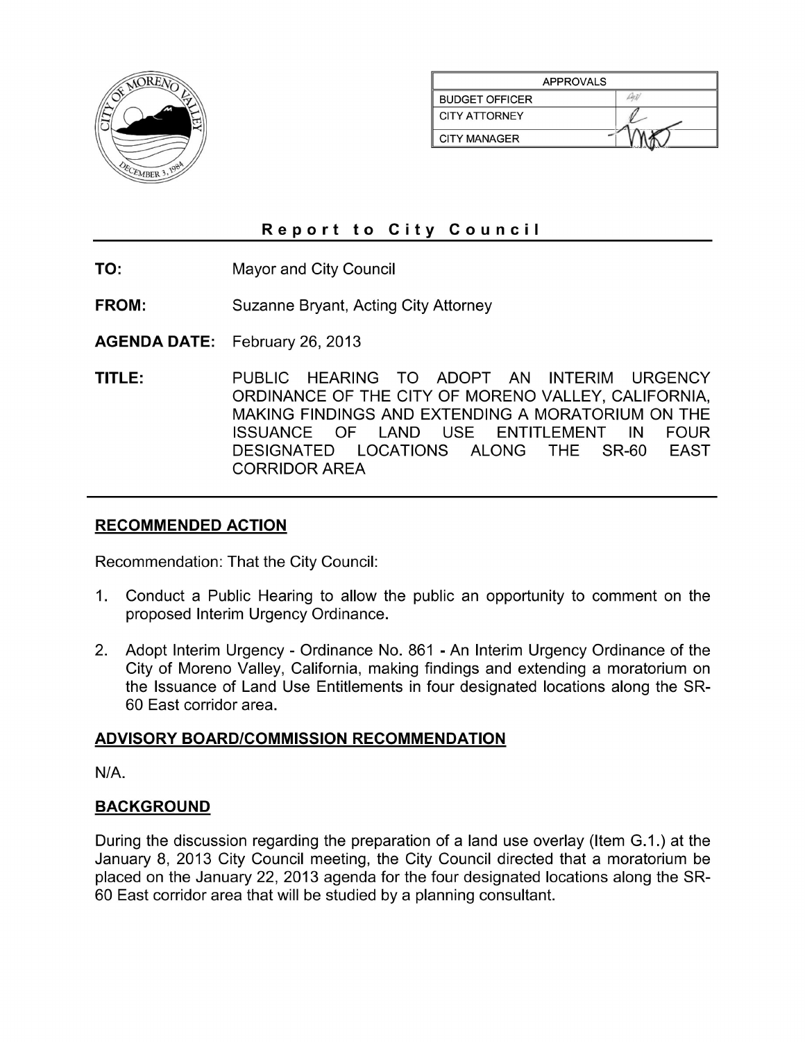| APPROVALS | |
|---|---|
| BUDGET OFFICER | |
| CITY ATTORNEY | |
| CITY MANAGER | |

# Report to City Council

**TO:** Mayor and City Council

**FROM:** Suzanne Bryant, Acting City Attorney

**AGENDA DATE:** February 26, 2013

**TITLE:** PUBLIC HEARING TO ADOPT AN INTERIM URGENCY ORDINANCE OF THE CITY OF MORENO VALLEY, CALIFORNIA, MAKING FINDINGS AND EXTENDING A MORATORIUM ON THE ISSUANCE OF LAND USE ENTITLEMENT IN FOUR DESIGNATED LOCATIONS ALONG THE SR-60 EAST CORRIDOR AREA

## RECOMMENDED ACTION

Recommendation: That the City Council:

1. Conduct a Public Hearing to allow the public an opportunity to comment on the proposed Interim Urgency Ordinance.
2. Adopt Interim Urgency - Ordinance No. 861 - An Interim Urgency Ordinance of the City of Moreno Valley, California, making findings and extending a moratorium on the Issuance of Land Use Entitlements in four designated locations along the SR-60 East corridor area.

## ADVISORY BOARD/COMMISSION RECOMMENDATION

N/A.

## BACKGROUND

During the discussion regarding the preparation of a land use overlay (Item G.1.) at the January 8, 2013 City Council meeting, the City Council directed that a moratorium be placed on the January 22, 2013 agenda for the four designated locations along the SR-60 East corridor area that will be studied by a planning consultant.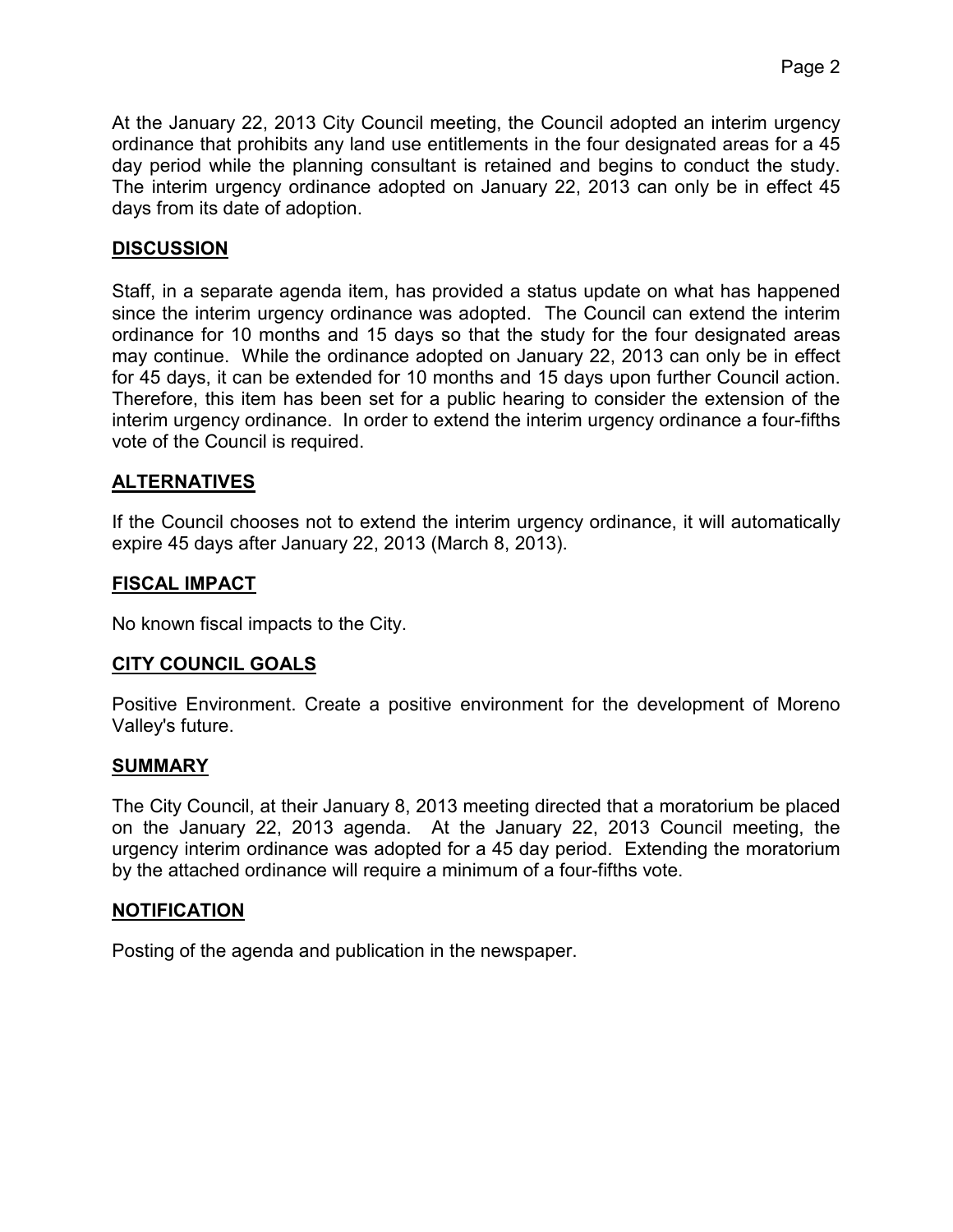At the January 22, 2013 City Council meeting, the Council adopted an interim urgency ordinance that prohibits any land use entitlements in the four designated areas for a 45 day period while the planning consultant is retained and begins to conduct the study. The interim urgency ordinance adopted on January 22, 2013 can only be in effect 45 days from its date of adoption.

## DISCUSSION

Staff, in a separate agenda item, has provided a status update on what has happened since the interim urgency ordinance was adopted. The Council can extend the interim ordinance for 10 months and 15 days so that the study for the four designated areas may continue. While the ordinance adopted on January 22, 2013 can only be in effect for 45 days, it can be extended for 10 months and 15 days upon further Council action. Therefore, this item has been set for a public hearing to consider the extension of the interim urgency ordinance. In order to extend the interim urgency ordinance a four-fifths vote of the Council is required.

## ALTERNATIVES

If the Council chooses not to extend the interim urgency ordinance, it will automatically expire 45 days after January 22, 2013 (March 8, 2013).

## FISCAL IMPACT

No known fiscal impacts to the City.

## CITY COUNCIL GOALS

Positive Environment. Create a positive environment for the development of Moreno Valley's future.

## SUMMARY

The City Council, at their January 8, 2013 meeting directed that a moratorium be placed on the January 22, 2013 agenda. At the January 22, 2013 Council meeting, the urgency interim ordinance was adopted for a 45 day period. Extending the moratorium by the attached ordinance will require a minimum of a four-fifths vote.

## NOTIFICATION

Posting of the agenda and publication in the newspaper.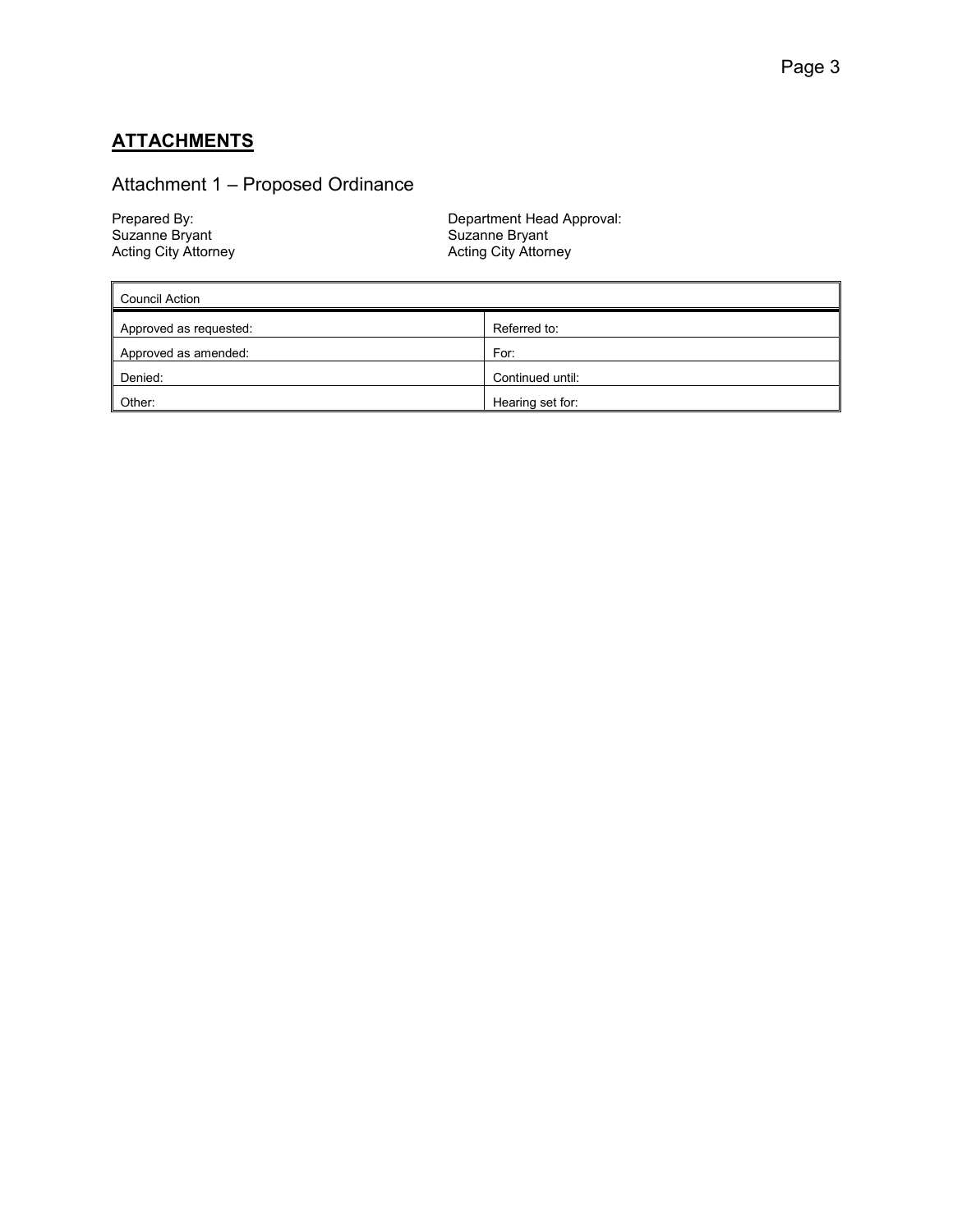## **ATTACHMENTS**

Attachment 1 – Proposed Ordinance

Prepared By:
Suzanne Bryant
Acting City Attorney

Department Head Approval:
Suzanne Bryant
Acting City Attorney

| Council Action | |
| --- | --- |
| Approved as requested: | Referred to: |
| Approved as amended: | For: |
| Denied: | Continued until: |
| Other: | Hearing set for: |